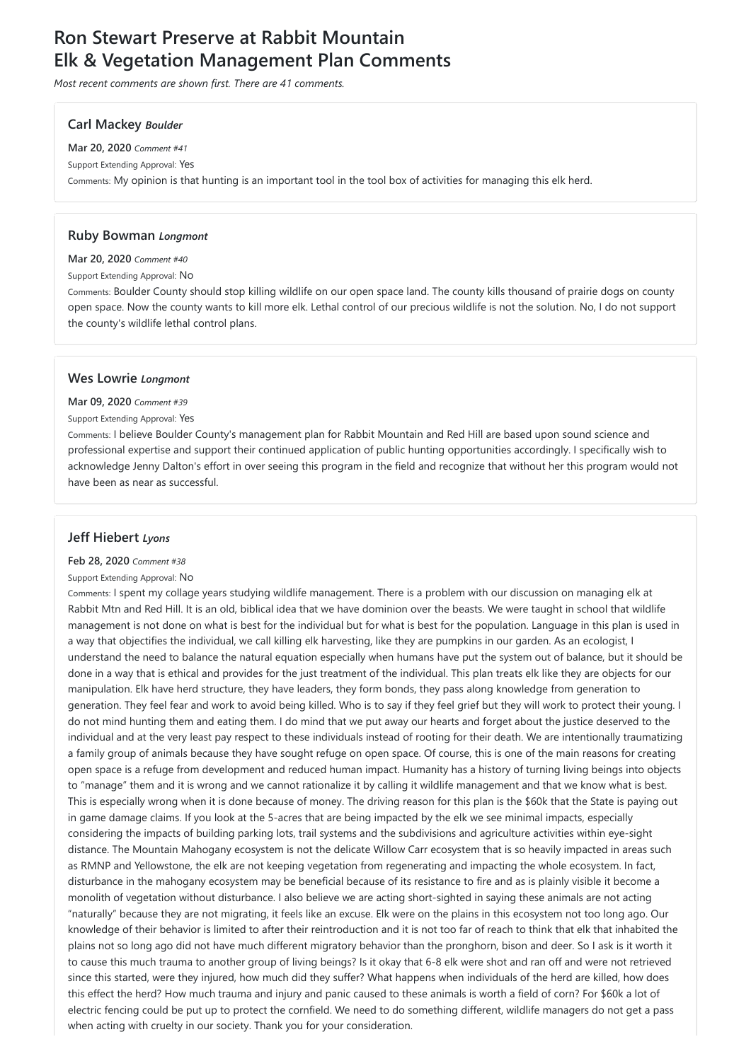# Ron Stewart Preserve at Rabbit Mountain Elk & Vegetation Management Plan Comments

*Most recent comments are shown first. There are 41 comments.*

### Carl Mackey *Boulder*

**Mar 20, 2020** *Comment #41*

Support Extending Approval: Yes

Comments: My opinion is that hunting is an important tool in the tool box of activities for managing this elk herd.

### Ruby Bowman *Longmont*

**Mar 20, 2020** *Comment #40*

Support Extending Approval: No

Comments: Boulder County should stop killing wildlife on our open space land. The county kills thousand of prairie dogs on county open space. Now the county wants to kill more elk. Lethal control of our precious wildlife is not the solution. No, I do not support the county's wildlife lethal control plans.

### Wes Lowrie *Longmont*

**Mar 09, 2020** *Comment #39*

Support Extending Approval: Yes

Comments: I believe Boulder County's management plan for Rabbit Mountain and Red Hill are based upon sound science and professional expertise and support their continued application of public hunting opportunities accordingly. I specifically wish to acknowledge Jenny Dalton's effort in over seeing this program in the field and recognize that without her this program would not have been as near as successful.

### Jeff Hiebert *Lyons*

**Feb 28, 2020** *Comment #38*

Support Extending Approval: No

Comments: I spent my collage years studying wildlife management. There is a problem with our discussion on managing elk at Rabbit Mtn and Red Hill. It is an old, biblical idea that we have dominion over the beasts. We were taught in school that wildlife management is not done on what is best for the individual but for what is best for the population. Language in this plan is used in a way that objectifies the individual, we call killing elk harvesting, like they are pumpkins in our garden. As an ecologist, I understand the need to balance the natural equation especially when humans have put the system out of balance, but it should be done in a way that is ethical and provides for the just treatment of the individual. This plan treats elk like they are objects for our manipulation. Elk have herd structure, they have leaders, they form bonds, they pass along knowledge from generation to generation. They feel fear and work to avoid being killed. Who is to say if they feel grief but they will work to protect their young. I do not mind hunting them and eating them. I do mind that we put away our hearts and forget about the justice deserved to the individual and at the very least pay respect to these individuals instead of rooting for their death. We are intentionally traumatizing a family group of animals because they have sought refuge on open space. Of course, this is one of the main reasons for creating open space is a refuge from development and reduced human impact. Humanity has a history of turning living beings into objects to "manage" them and it is wrong and we cannot rationalize it by calling it wildlife management and that we know what is best. This is especially wrong when it is done because of money. The driving reason for this plan is the $60k that the State is paying out in game damage claims. If you look at the 5-acres that are being impacted by the elk we see minimal impacts, especially considering the impacts of building parking lots, trail systems and the subdivisions and agriculture activities within eye-sight distance. The Mountain Mahogany ecosystem is not the delicate Willow Carr ecosystem that is so heavily impacted in areas such as RMNP and Yellowstone, the elk are not keeping vegetation from regenerating and impacting the whole ecosystem. In fact, disturbance in the mahogany ecosystem may be beneficial because of its resistance to fire and as is plainly visible it become a monolith of vegetation without disturbance. I also believe we are acting short-sighted in saying these animals are not acting "naturally" because they are not migrating, it feels like an excuse. Elk were on the plains in this ecosystem not too long ago. Our knowledge of their behavior is limited to after their reintroduction and it is not too far of reach to think that elk that inhabited the plains not so long ago did not have much different migratory behavior than the pronghorn, bison and deer. So I ask is it worth it to cause this much trauma to another group of living beings? Is it okay that 6-8 elk were shot and ran off and were not retrieved since this started, were they injured, how much did they suffer? What happens when individuals of the herd are killed, how does this effect the herd? How much trauma and injury and panic caused to these animals is worth a field of corn? For $60k a lot of electric fencing could be put up to protect the cornfield. We need to do something different, wildlife managers do not get a pass when acting with cruelty in our society. Thank you for your consideration.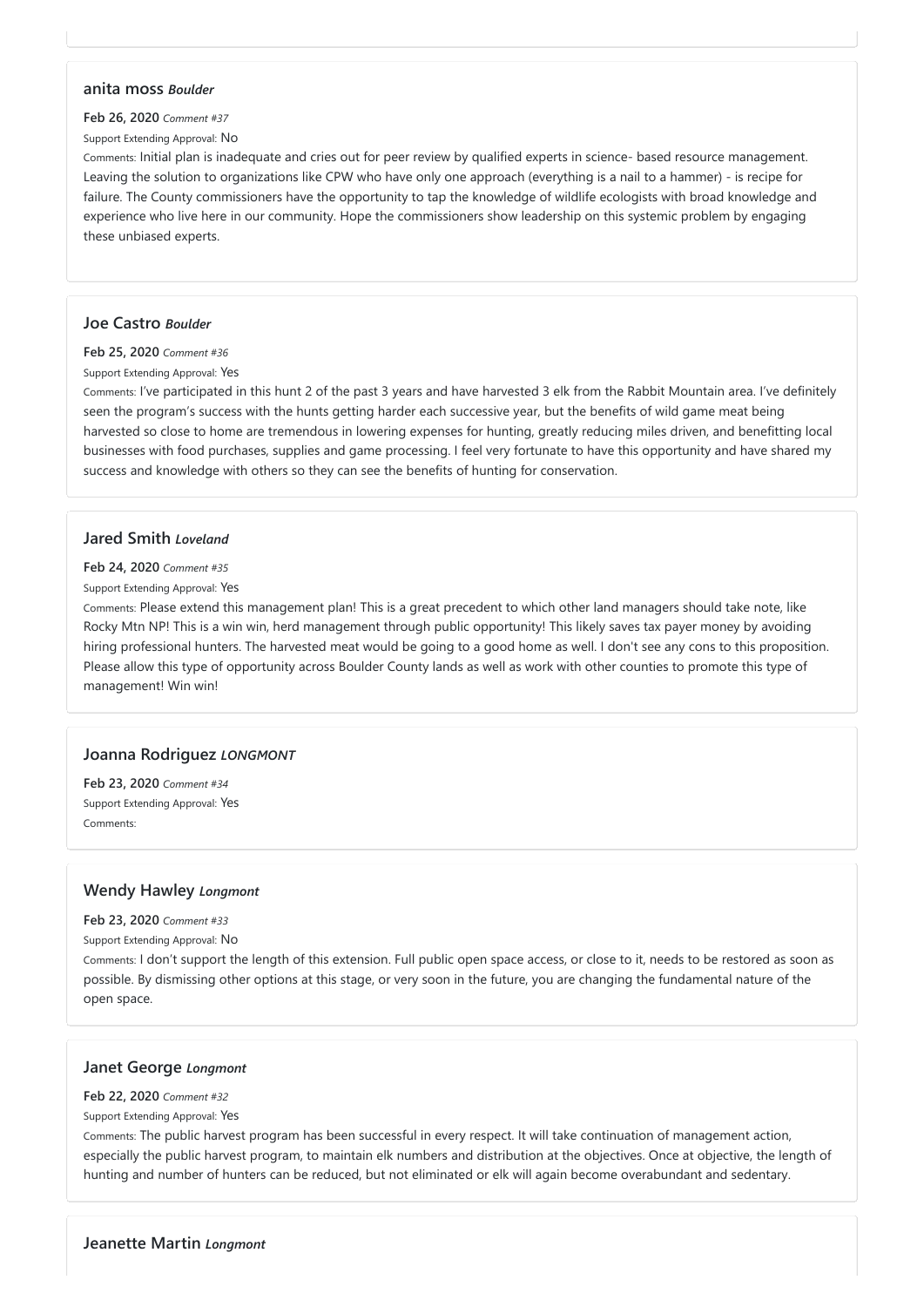### anita moss *Boulder*

**Feb 26, 2020** *Comment #37*

Support Extending Approval: No

Comments: Initial plan is inadequate and cries out for peer review by qualified experts in science- based resource management. Leaving the solution to organizations like CPW who have only one approach (everything is a nail to a hammer) - is recipe for failure. The County commissioners have the opportunity to tap the knowledge of wildlife ecologists with broad knowledge and experience who live here in our community. Hope the commissioners show leadership on this systemic problem by engaging these unbiased experts.

### Joe Castro *Boulder*

**Feb 25, 2020** *Comment #36*

Support Extending Approval: Yes

Comments: I've participated in this hunt 2 of the past 3 years and have harvested 3 elk from the Rabbit Mountain area. I've definitely seen the program's success with the hunts getting harder each successive year, but the benefits of wild game meat being harvested so close to home are tremendous in lowering expenses for hunting, greatly reducing miles driven, and benefitting local businesses with food purchases, supplies and game processing. I feel very fortunate to have this opportunity and have shared my success and knowledge with others so they can see the benefits of hunting for conservation.

### Jared Smith *Loveland*

**Feb 24, 2020** *Comment #35*

Support Extending Approval: Yes

Comments: Please extend this management plan! This is a great precedent to which other land managers should take note, like Rocky Mtn NP! This is a win win, herd management through public opportunity! This likely saves tax payer money by avoiding hiring professional hunters. The harvested meat would be going to a good home as well. I don't see any cons to this proposition. Please allow this type of opportunity across Boulder County lands as well as work with other counties to promote this type of management! Win win!

### Joanna Rodriguez *LONGMONT*

**Feb 23, 2020** *Comment #34*

Support Extending Approval: Yes

Comments:

### Wendy Hawley *Longmont*

**Feb 23, 2020** *Comment #33*

Support Extending Approval: No

Comments: I don't support the length of this extension. Full public open space access, or close to it, needs to be restored as soon as possible. By dismissing other options at this stage, or very soon in the future, you are changing the fundamental nature of the open space.

### Janet George *Longmont*

**Feb 22, 2020** *Comment #32*

Support Extending Approval: Yes

Comments: The public harvest program has been successful in every respect. It will take continuation of management action, especially the public harvest program, to maintain elk numbers and distribution at the objectives. Once at objective, the length of hunting and number of hunters can be reduced, but not eliminated or elk will again become overabundant and sedentary.

### Jeanette Martin *Longmont*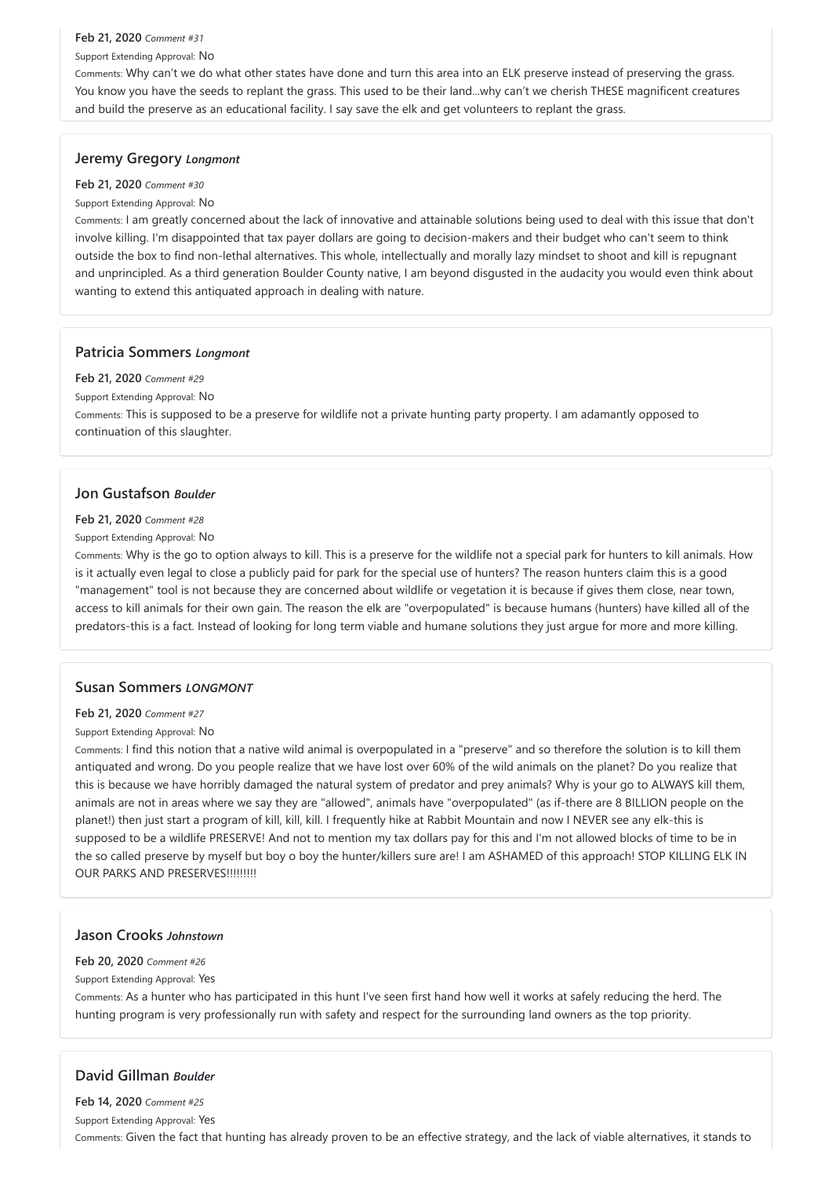**Feb 21, 2020** *Comment #31*

Support Extending Approval: No

Comments: Why can't we do what other states have done and turn this area into an ELK preserve instead of preserving the grass. You know you have the seeds to replant the grass. This used to be their land...why can't we cherish THESE magnificent creatures and build the preserve as an educational facility. I say save the elk and get volunteers to replant the grass.

### Jeremy Gregory *Longmont*

**Feb 21, 2020** *Comment #30*

Support Extending Approval: No

Comments: I am greatly concerned about the lack of innovative and attainable solutions being used to deal with this issue that don't involve killing. I'm disappointed that tax payer dollars are going to decision-makers and their budget who can't seem to think outside the box to find non-lethal alternatives. This whole, intellectually and morally lazy mindset to shoot and kill is repugnant and unprincipled. As a third generation Boulder County native, I am beyond disgusted in the audacity you would even think about wanting to extend this antiquated approach in dealing with nature.

### Patricia Sommers *Longmont*

**Feb 21, 2020** *Comment #29*

Support Extending Approval: No

Comments: This is supposed to be a preserve for wildlife not a private hunting party property. I am adamantly opposed to continuation of this slaughter.

### Jon Gustafson *Boulder*

**Feb 21, 2020** *Comment #28*

Support Extending Approval: No

Comments: Why is the go to option always to kill. This is a preserve for the wildlife not a special park for hunters to kill animals. How is it actually even legal to close a publicly paid for park for the special use of hunters? The reason hunters claim this is a good "management" tool is not because they are concerned about wildlife or vegetation it is because if gives them close, near town, access to kill animals for their own gain. The reason the elk are "overpopulated" is because humans (hunters) have killed all of the predators-this is a fact. Instead of looking for long term viable and humane solutions they just argue for more and more killing.

### Susan Sommers *LONGMONT*

**Feb 21, 2020** *Comment #27*

Support Extending Approval: No

Comments: I find this notion that a native wild animal is overpopulated in a "preserve" and so therefore the solution is to kill them antiquated and wrong. Do you people realize that we have lost over 60% of the wild animals on the planet? Do you realize that this is because we have horribly damaged the natural system of predator and prey animals? Why is your go to ALWAYS kill them, animals are not in areas where we say they are "allowed", animals have "overpopulated" (as if-there are 8 BILLION people on the planet!) then just start a program of kill, kill, kill. I frequently hike at Rabbit Mountain and now I NEVER see any elk-this is supposed to be a wildlife PRESERVE! And not to mention my tax dollars pay for this and I'm not allowed blocks of time to be in the so called preserve by myself but boy o boy the hunter/killers sure are! I am ASHAMED of this approach! STOP KILLING ELK IN OUR PARKS AND PRESERVES!!!!!!!!!

### Jason Crooks *Johnstown*

**Feb 20, 2020** *Comment #26*

Support Extending Approval: Yes

Comments: As a hunter who has participated in this hunt I've seen first hand how well it works at safely reducing the herd. The hunting program is very professionally run with safety and respect for the surrounding land owners as the top priority.

### David Gillman *Boulder*

**Feb 14, 2020** *Comment #25*

Support Extending Approval: Yes

Comments: Given the fact that hunting has already proven to be an effective strategy, and the lack of viable alternatives, it stands to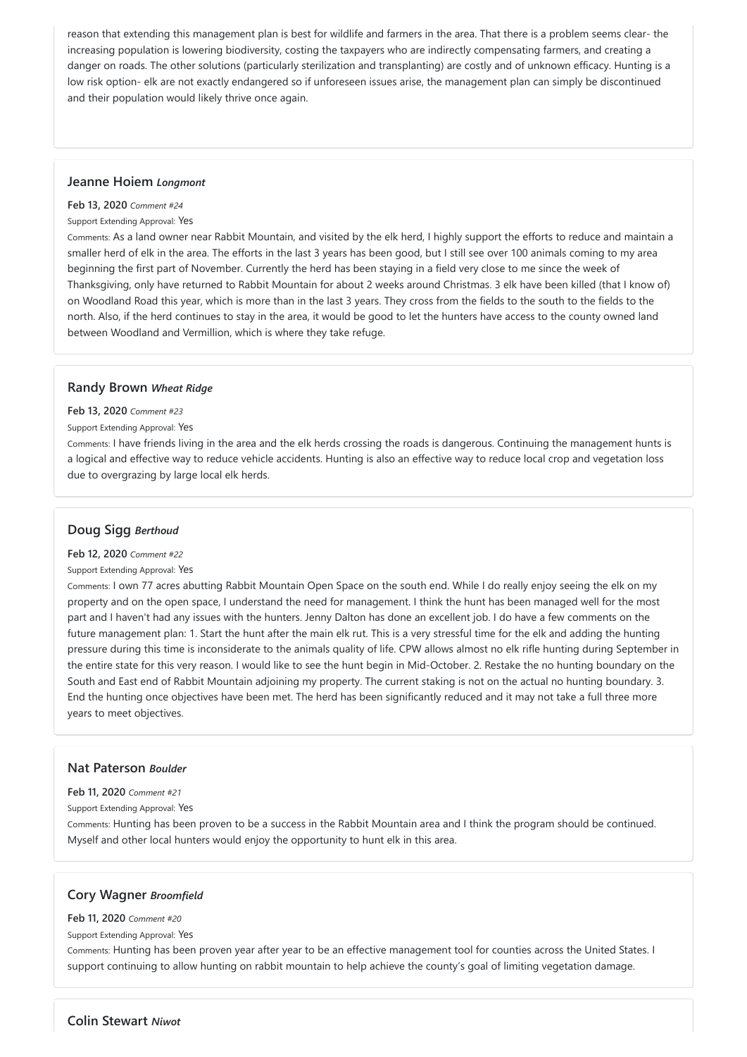reason that extending this management plan is best for wildlife and farmers in the area. That there is a problem seems clear- the increasing population is lowering biodiversity, costing the taxpayers who are indirectly compensating farmers, and creating a danger on roads. The other solutions (particularly sterilization and transplanting) are costly and of unknown efficacy. Hunting is a low risk option- elk are not exactly endangered so if unforeseen issues arise, the management plan can simply be discontinued and their population would likely thrive once again.

### Jeanne Hoiem *Longmont*

**Feb 13, 2020** *Comment #24*

Support Extending Approval: Yes

Comments: As a land owner near Rabbit Mountain, and visited by the elk herd, I highly support the efforts to reduce and maintain a smaller herd of elk in the area. The efforts in the last 3 years has been good, but I still see over 100 animals coming to my area beginning the first part of November. Currently the herd has been staying in a field very close to me since the week of Thanksgiving, only have returned to Rabbit Mountain for about 2 weeks around Christmas. 3 elk have been killed (that I know of) on Woodland Road this year, which is more than in the last 3 years. They cross from the fields to the south to the fields to the north. Also, if the herd continues to stay in the area, it would be good to let the hunters have access to the county owned land between Woodland and Vermillion, which is where they take refuge.

### Randy Brown *Wheat Ridge*

**Feb 13, 2020** *Comment #23*

Support Extending Approval: Yes

Comments: I have friends living in the area and the elk herds crossing the roads is dangerous. Continuing the management hunts is a logical and effective way to reduce vehicle accidents. Hunting is also an effective way to reduce local crop and vegetation loss due to overgrazing by large local elk herds.

### Doug Sigg *Berthoud*

**Feb 12, 2020** *Comment #22*

Support Extending Approval: Yes

Comments: I own 77 acres abutting Rabbit Mountain Open Space on the south end. While I do really enjoy seeing the elk on my property and on the open space, I understand the need for management. I think the hunt has been managed well for the most part and I haven't had any issues with the hunters. Jenny Dalton has done an excellent job. I do have a few comments on the future management plan: 1. Start the hunt after the main elk rut. This is a very stressful time for the elk and adding the hunting pressure during this time is inconsiderate to the animals quality of life. CPW allows almost no elk rifle hunting during September in the entire state for this very reason. I would like to see the hunt begin in Mid-October. 2. Restake the no hunting boundary on the South and East end of Rabbit Mountain adjoining my property. The current staking is not on the actual no hunting boundary. 3. End the hunting once objectives have been met. The herd has been significantly reduced and it may not take a full three more years to meet objectives.

### Nat Paterson *Boulder*

**Feb 11, 2020** *Comment #21*

Support Extending Approval: Yes

Comments: Hunting has been proven to be a success in the Rabbit Mountain area and I think the program should be continued. Myself and other local hunters would enjoy the opportunity to hunt elk in this area.

### Cory Wagner *Broomfield*

**Feb 11, 2020** *Comment #20*

Support Extending Approval: Yes

Comments: Hunting has been proven year after year to be an effective management tool for counties across the United States. I support continuing to allow hunting on rabbit mountain to help achieve the county's goal of limiting vegetation damage.

### Colin Stewart *Niwot*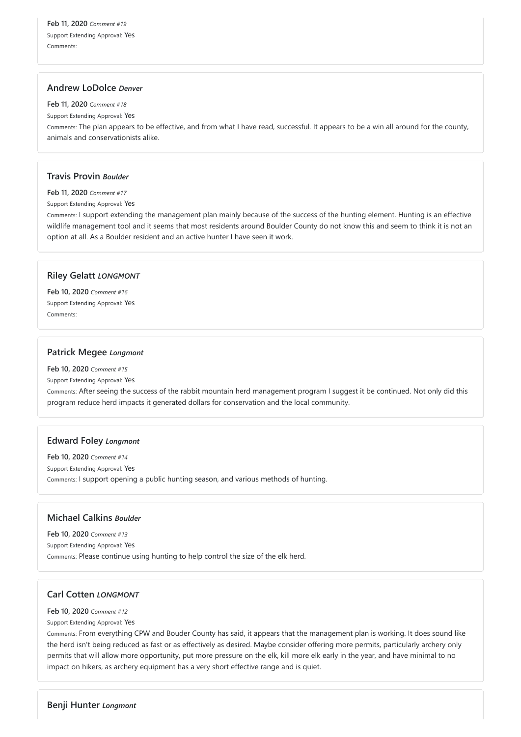**Feb 11, 2020** *Comment #19*
Support Extending Approval: Yes
Comments:

### Andrew LoDolce *Denver*

**Feb 11, 2020** *Comment #18*
Support Extending Approval: Yes
Comments: The plan appears to be effective, and from what I have read, successful. It appears to be a win all around for the county, animals and conservationists alike.

### Travis Provin *Boulder*

**Feb 11, 2020** *Comment #17*
Support Extending Approval: Yes
Comments: I support extending the management plan mainly because of the success of the hunting element. Hunting is an effective wildlife management tool and it seems that most residents around Boulder County do not know this and seem to think it is not an option at all. As a Boulder resident and an active hunter I have seen it work.

### Riley Gelatt *LONGMONT*

**Feb 10, 2020** *Comment #16*
Support Extending Approval: Yes
Comments:

### Patrick Megee *Longmont*

**Feb 10, 2020** *Comment #15*
Support Extending Approval: Yes
Comments: After seeing the success of the rabbit mountain herd management program I suggest it be continued. Not only did this program reduce herd impacts it generated dollars for conservation and the local community.

### Edward Foley *Longmont*

**Feb 10, 2020** *Comment #14*
Support Extending Approval: Yes
Comments: I support opening a public hunting season, and various methods of hunting.

### Michael Calkins *Boulder*

**Feb 10, 2020** *Comment #13*
Support Extending Approval: Yes
Comments: Please continue using hunting to help control the size of the elk herd.

### Carl Cotten *LONGMONT*

**Feb 10, 2020** *Comment #12*
Support Extending Approval: Yes
Comments: From everything CPW and Bouder County has said, it appears that the management plan is working. It does sound like the herd isn't being reduced as fast or as effectively as desired. Maybe consider offering more permits, particularly archery only permits that will allow more opportunity, put more pressure on the elk, kill more elk early in the year, and have minimal to no impact on hikers, as archery equipment has a very short effective range and is quiet.

### Benji Hunter *Longmont*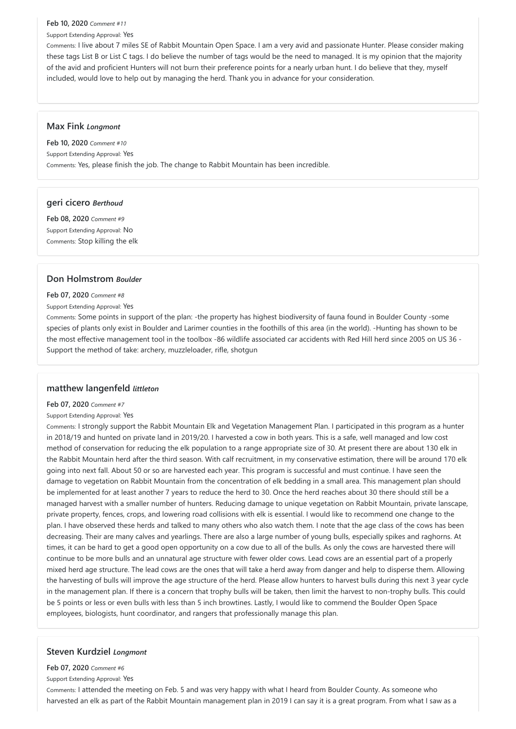**Feb 10, 2020** *Comment #11*

Support Extending Approval: Yes

Comments: I live about 7 miles SE of Rabbit Mountain Open Space. I am a very avid and passionate Hunter. Please consider making these tags List B or List C tags. I do believe the number of tags would be the need to managed. It is my opinion that the majority of the avid and proficient Hunters will not burn their preference points for a nearly urban hunt. I do believe that they, myself included, would love to help out by managing the herd. Thank you in advance for your consideration.

### Max Fink *Longmont*

**Feb 10, 2020** *Comment #10*

Support Extending Approval: Yes

Comments: Yes, please finish the job. The change to Rabbit Mountain has been incredible.

### geri cicero *Berthoud*

**Feb 08, 2020** *Comment #9*

Support Extending Approval: No

Comments: Stop killing the elk

### Don Holmstrom *Boulder*

**Feb 07, 2020** *Comment #8*

Support Extending Approval: Yes

Comments: Some points in support of the plan: -the property has highest biodiversity of fauna found in Boulder County -some species of plants only exist in Boulder and Larimer counties in the foothills of this area (in the world). -Hunting has shown to be the most effective management tool in the toolbox -86 wildlife associated car accidents with Red Hill herd since 2005 on US 36 -Support the method of take: archery, muzzleloader, rifle, shotgun

### matthew langenfeld *littleton*

**Feb 07, 2020** *Comment #7*

Support Extending Approval: Yes

Comments: I strongly support the Rabbit Mountain Elk and Vegetation Management Plan. I participated in this program as a hunter in 2018/19 and hunted on private land in 2019/20. I harvested a cow in both years. This is a safe, well managed and low cost method of conservation for reducing the elk population to a range appropriate size of 30. At present there are about 130 elk in the Rabbit Mountain herd after the third season. With calf recruitment, in my conservative estimation, there will be around 170 elk going into next fall. About 50 or so are harvested each year. This program is successful and must continue. I have seen the damage to vegetation on Rabbit Mountain from the concentration of elk bedding in a small area. This management plan should be implemented for at least another 7 years to reduce the herd to 30. Once the herd reaches about 30 there should still be a managed harvest with a smaller number of hunters. Reducing damage to unique vegetation on Rabbit Mountain, private lanscape, private property, fences, crops, and lowering road collisions with elk is essential. I would like to recommend one change to the plan. I have observed these herds and talked to many others who also watch them. I note that the age class of the cows has been decreasing. Their are many calves and yearlings. There are also a large number of young bulls, especially spikes and raghorns. At times, it can be hard to get a good open opportunity on a cow due to all of the bulls. As only the cows are harvested there will continue to be more bulls and an unnatural age structure with fewer older cows. Lead cows are an essential part of a properly mixed herd age structure. The lead cows are the ones that will take a herd away from danger and help to disperse them. Allowing the harvesting of bulls will improve the age structure of the herd. Please allow hunters to harvest bulls during this next 3 year cycle in the management plan. If there is a concern that trophy bulls will be taken, then limit the harvest to non-trophy bulls. This could be 5 points or less or even bulls with less than 5 inch browtines. Lastly, I would like to commend the Boulder Open Space employees, biologists, hunt coordinator, and rangers that professionally manage this plan.

### Steven Kurdziel *Longmont*

**Feb 07, 2020** *Comment #6*

Support Extending Approval: Yes

Comments: I attended the meeting on Feb. 5 and was very happy with what I heard from Boulder County. As someone who harvested an elk as part of the Rabbit Mountain management plan in 2019 I can say it is a great program. From what I saw as a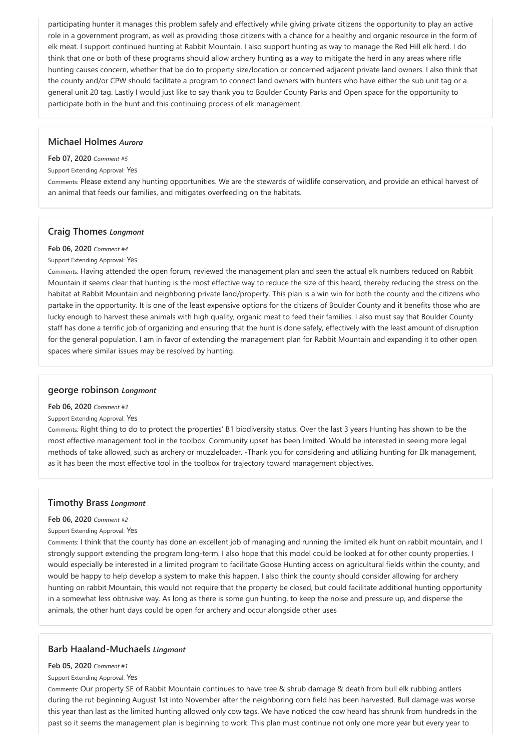participating hunter it manages this problem safely and effectively while giving private citizens the opportunity to play an active role in a government program, as well as providing those citizens with a chance for a healthy and organic resource in the form of elk meat. I support continued hunting at Rabbit Mountain. I also support hunting as way to manage the Red Hill elk herd. I do think that one or both of these programs should allow archery hunting as a way to mitigate the herd in any areas where rifle hunting causes concern, whether that be do to property size/location or concerned adjacent private land owners. I also think that the county and/or CPW should facilitate a program to connect land owners with hunters who have either the sub unit tag or a general unit 20 tag. Lastly I would just like to say thank you to Boulder County Parks and Open space for the opportunity to participate both in the hunt and this continuing process of elk management.

### Michael Holmes *Aurora*

**Feb 07, 2020** *Comment #5*

Support Extending Approval: Yes

Comments: Please extend any hunting opportunities. We are the stewards of wildlife conservation, and provide an ethical harvest of an animal that feeds our families, and mitigates overfeeding on the habitats.

### Craig Thomes *Longmont*

**Feb 06, 2020** *Comment #4*

Support Extending Approval: Yes

Comments: Having attended the open forum, reviewed the management plan and seen the actual elk numbers reduced on Rabbit Mountain it seems clear that hunting is the most effective way to reduce the size of this heard, thereby reducing the stress on the habitat at Rabbit Mountain and neighboring private land/property. This plan is a win win for both the county and the citizens who partake in the opportunity. It is one of the least expensive options for the citizens of Boulder County and it benefits those who are lucky enough to harvest these animals with high quality, organic meat to feed their families. I also must say that Boulder County staff has done a terrific job of organizing and ensuring that the hunt is done safely, effectively with the least amount of disruption for the general population. I am in favor of extending the management plan for Rabbit Mountain and expanding it to other open spaces where similar issues may be resolved by hunting.

### george robinson *Longmont*

**Feb 06, 2020** *Comment #3*

Support Extending Approval: Yes

Comments: Right thing to do to protect the properties' B1 biodiversity status. Over the last 3 years Hunting has shown to be the most effective management tool in the toolbox. Community upset has been limited. Would be interested in seeing more legal methods of take allowed, such as archery or muzzleloader. -Thank you for considering and utilizing hunting for Elk management, as it has been the most effective tool in the toolbox for trajectory toward management objectives.

### Timothy Brass *Longmont*

**Feb 06, 2020** *Comment #2*

Support Extending Approval: Yes

Comments: I think that the county has done an excellent job of managing and running the limited elk hunt on rabbit mountain, and I strongly support extending the program long-term. I also hope that this model could be looked at for other county properties. I would especially be interested in a limited program to facilitate Goose Hunting access on agricultural fields within the county, and would be happy to help develop a system to make this happen. I also think the county should consider allowing for archery hunting on rabbit Mountain, this would not require that the property be closed, but could facilitate additional hunting opportunity in a somewhat less obtrusive way. As long as there is some gun hunting, to keep the noise and pressure up, and disperse the animals, the other hunt days could be open for archery and occur alongside other uses

### Barb Haaland-Muchaels *Lingmont*

**Feb 05, 2020** *Comment #1*

Support Extending Approval: Yes

Comments: Our property SE of Rabbit Mountain continues to have tree & shrub damage & death from bull elk rubbing antlers during the rut beginning August 1st into November after the neighboring corn field has been harvested. Bull damage was worse this year than last as the limited hunting allowed only cow tags. We have noticed the cow heard has shrunk from hundreds in the past so it seems the management plan is beginning to work. This plan must continue not only one more year but every year to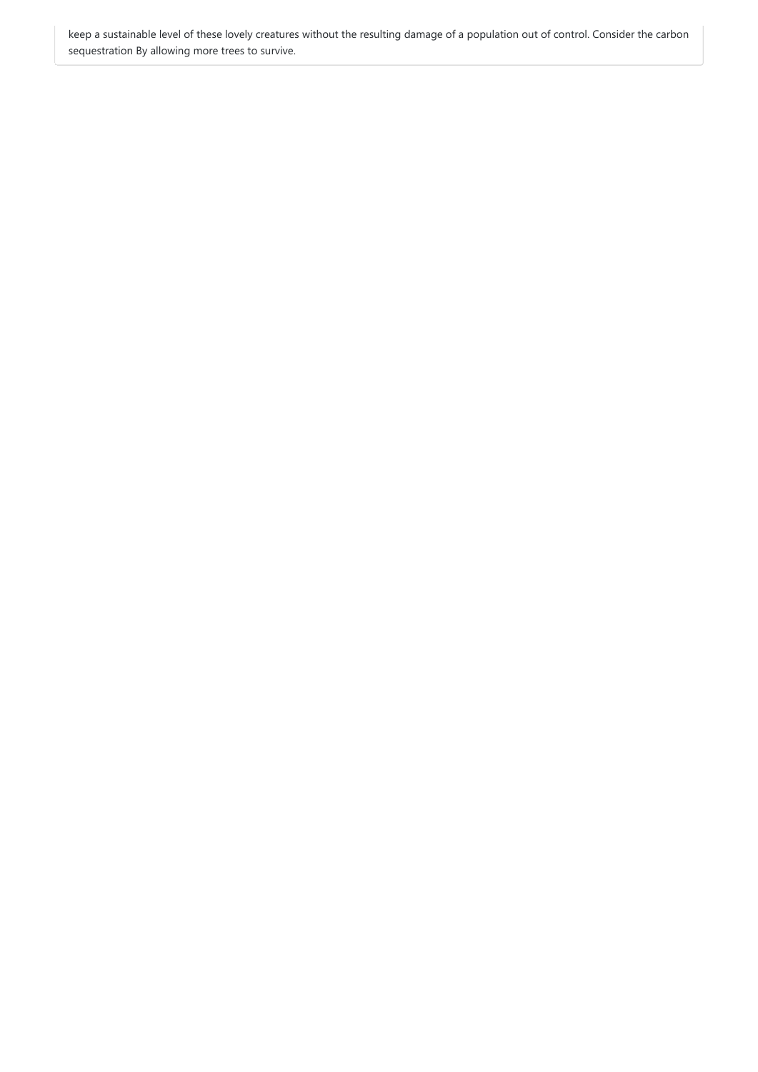keep a sustainable level of these lovely creatures without the resulting damage of a population out of control. Consider the carbon sequestration By allowing more trees to survive.